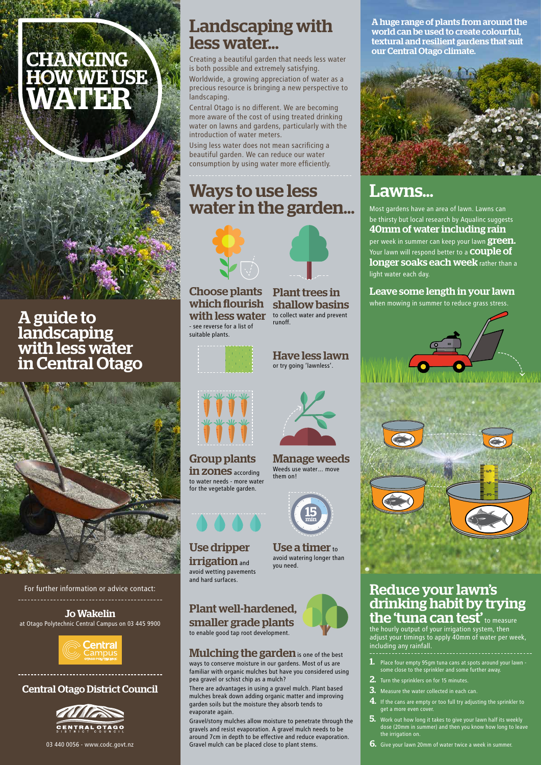# CHANGING HOW WE USE WATER

## A guide to landscaping with less water in Central Otago

For further information or advice contact:

**Jo Wakelin**
at Otago Polytechnic Central Campus on 03 445 9900

Central Campus

**Central Otago District Council**

CENTRAL OTAGO DISTRICT COUNCIL

03 440 0056 - www.codc.govt.nz

## Landscaping with less water...

Creating a beautiful garden that needs less water is both possible and extremely satisfying.

Worldwide, a growing appreciation of water as a precious resource is bringing a new perspective to landscaping.

Central Otago is no different. We are becoming more aware of the cost of using treated drinking water on lawns and gardens, particularly with the introduction of water meters.

Using less water does not mean sacrificing a beautiful garden. We can reduce our water consumption by using water more efficiently.

## Ways to use less water in the garden...

**Choose plants which flourish with less water** - see reverse for a list of suitable plants.

**Plant trees in shallow basins** to collect water and prevent runoff.

**Have less lawn** or try going 'lawnless'.

**Group plants in zones** according to water needs - more water for the vegetable garden.

**Manage weeds** Weeds use water... move them on!

**Use dripper irrigation** and avoid wetting pavements and hard surfaces.

**Use a timer** to avoid watering longer than you need.

**Plant well-hardened, smaller grade plants** to enable good tap root development.

**Mulching the garden** is one of the best ways to conserve moisture in our gardens. Most of us are familiar with organic mulches but have you considered using pea gravel or schist chip as a mulch?

There are advantages in using a gravel mulch. Plant based mulches break down adding organic matter and improving garden soils but the moisture they absorb tends to evaporate again.

Gravel/stony mulches allow moisture to penetrate through the gravels and resist evaporation. A gravel mulch needs to be around 7cm in depth to be effective and reduce evaporation. Gravel mulch can be placed close to plant stems.

**A huge range of plants from around the world can be used to create colourful, textural and resilient gardens that suit our Central Otago climate.**

## Lawns...

Most gardens have an area of lawn. Lawns can be thirsty but local research by Aqualinc suggests **40mm of water including rain** per week in summer can keep your lawn **green.** Your lawn will respond better to a **couple of longer soaks each week** rather than a light water each day.

**Leave some length in your lawn** when mowing in summer to reduce grass stress.

## Reduce your lawn's drinking habit by trying the 'tuna can test'

to measure the hourly output of your irrigation system, then adjust your timings to apply 40mm of water per week, including any rainfall.

1. Place four empty 95gm tuna cans at spots around your lawn - some close to the sprinkler and some further away.
2. Turn the sprinklers on for 15 minutes.
3. Measure the water collected in each can.
4. If the cans are empty or too full try adjusting the sprinkler to get a more even cover.
5. Work out how long it takes to give your lawn half its weekly dose (20mm in summer) and then you know how long to leave the irrigation on.
6. Give your lawn 20mm of water twice a week in summer.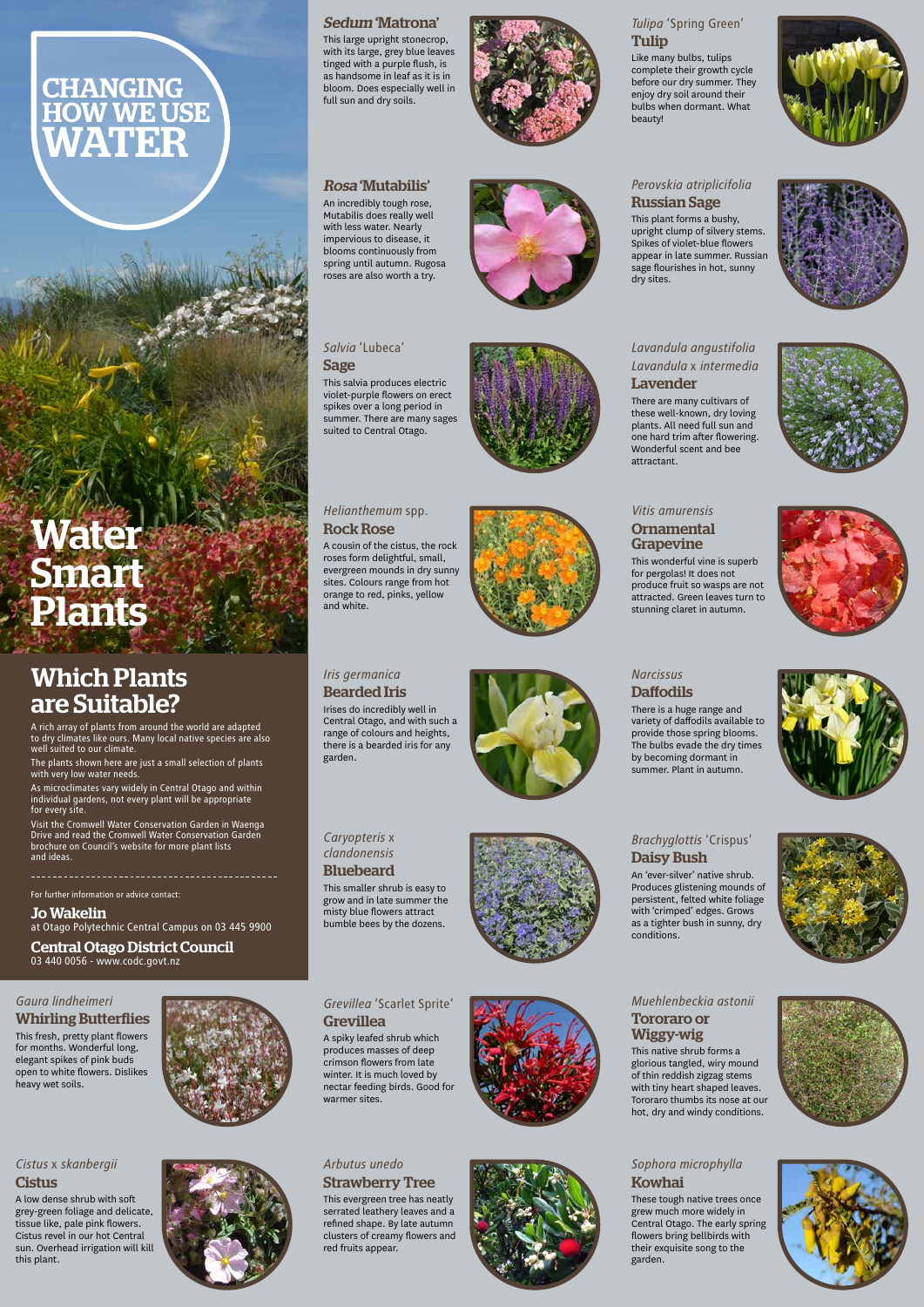# CHANGING HOW WE USE WATER

# Water Smart Plants

## Which Plants are Suitable?

A rich array of plants from around the world are adapted to dry climates like ours. Many local native species are also well suited to our climate.

The plants shown here are just a small selection of plants with very low water needs.

As microclimates vary widely in Central Otago and within individual gardens, not every plant will be appropriate for every site.

Visit the Cromwell Water Conservation Garden in Waenga Drive and read the Cromwell Water Conservation Garden brochure on Council's website for more plant lists and ideas.

For further information or advice contact:

**Jo Wakelin**
at Otago Polytechnic Central Campus on 03 445 9900

**Central Otago District Council**
03 440 0056 - www.codc.govt.nz

### *Gaura lindheimeri*
### Whirling Butterflies

This fresh, pretty plant flowers for months. Wonderful long, elegant spikes of pink buds open to white flowers. Dislikes heavy wet soils.

### *Cistus* x *skanbergii*
### Cistus

A low dense shrub with soft grey-green foliage and delicate, tissue like, pale pink flowers. Cistus revel in our hot Central sun. Overhead irrigation will kill this plant.

### *Sedum* 'Matrona'

This large upright stonecrop, with its large, grey blue leaves tinged with a purple flush, is as handsome in leaf as it is in bloom. Does especially well in full sun and dry soils.

### *Rosa* 'Mutabilis'

An incredibly tough rose, Mutabilis does really well with less water. Nearly impervious to disease, it blooms continuously from spring until autumn. Rugosa roses are also worth a try.

### *Salvia* 'Lubeca'
### Sage

This salvia produces electric violet-purple flowers on erect spikes over a long period in summer. There are many sages suited to Central Otago.

### *Helianthemum* spp.
### Rock Rose

A cousin of the cistus, the rock roses form delightful, small, evergreen mounds in dry sunny sites. Colours range from hot orange to red, pinks, yellow and white.

### *Iris germanica*
### Bearded Iris

Irises do incredibly well in Central Otago, and with such a range of colours and heights, there is a bearded iris for any garden.

### *Caryopteris* x *clandonensis*
### Bluebeard

This smaller shrub is easy to grow and in late summer the misty blue flowers attract bumble bees by the dozens.

### *Grevillea* 'Scarlet Sprite'
### Grevillea

A spiky leafed shrub which produces masses of deep crimson flowers from late winter. It is much loved by nectar feeding birds. Good for warmer sites.

### *Arbutus unedo*
### Strawberry Tree

This evergreen tree has neatly serrated leathery leaves and a refined shape. By late autumn clusters of creamy flowers and red fruits appear.

### *Tulipa* 'Spring Green'
### Tulip

Like many bulbs, tulips complete their growth cycle before our dry summer. They enjoy dry soil around their bulbs when dormant. What beauty!

### *Perovskia atriplicifolia*
### Russian Sage

This plant forms a bushy, upright clump of silvery stems. Spikes of violet-blue flowers appear in late summer. Russian sage flourishes in hot, sunny dry sites.

### *Lavandula angustifolia*
### *Lavandula* x *intermedia*
### Lavender

There are many cultivars of these well-known, dry loving plants. All need full sun and one hard trim after flowering. Wonderful scent and bee attractant.

### *Vitis amurensis*
### Ornamental Grapevine

This wonderful vine is superb for pergolas! It does not produce fruit so wasps are not attracted. Green leaves turn to stunning claret in autumn.

### *Narcissus*
### Daffodils

There is a huge range and variety of daffodils available to provide those spring blooms. The bulbs evade the dry times by becoming dormant in summer. Plant in autumn.

### *Brachyglottis* 'Crispus'
### Daisy Bush

An 'ever-silver' native shrub. Produces glistening mounds of persistent, felted white foliage with 'crimped' edges. Grows as a tighter bush in sunny, dry conditions.

### *Muehlenbeckia astonii*
### Tororaro or Wiggy-wig

This native shrub forms a glorious tangled, wiry mound of thin reddish zigzag stems with tiny heart shaped leaves. Tororaro thumbs its nose at our hot, dry and windy conditions.

### *Sophora microphylla*
### Kowhai

These tough native trees once grew much more widely in Central Otago. The early spring flowers bring bellbirds with their exquisite song to the garden.